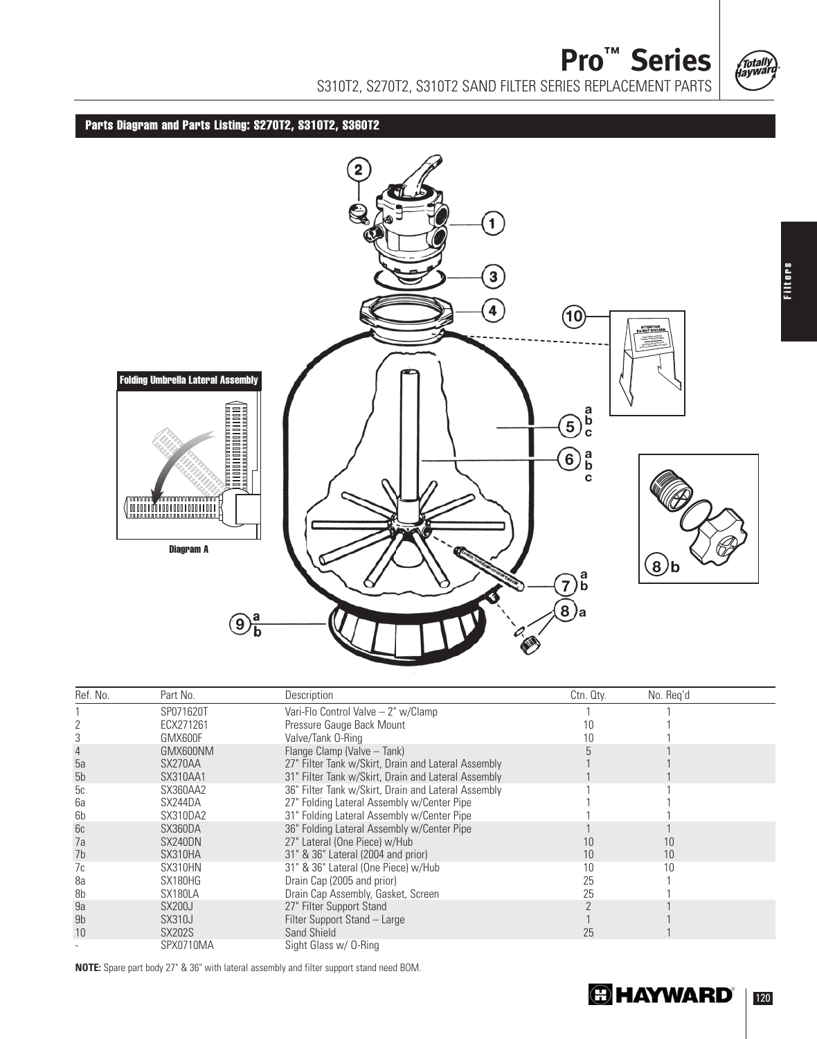# Pro™ Series

S310T2, S270T2, S310T2 SAND FILTER SERIES REPLACEMENT PARTS

## Parts Diagram and Parts Listing: S270T2, S310T2, S360T2

Folding Umbrella Lateral Assembly

Diagram A

| Ref. No. | Part No. | Description | Ctn. Qty. | No. Req'd |
|---|---|---|---|---|
| 1 | SP071620T | Vari-Flo Control Valve – 2" w/Clamp | 1 | 1 |
| 2 | ECX271261 | Pressure Gauge Back Mount | 10 | 1 |
| 3 | GMX600F | Valve/Tank O-Ring | 10 | 1 |
| 4 | GMX600NM | Flange Clamp (Valve – Tank) | 5 | 1 |
| 5a | SX270AA | 27" Filter Tank w/Skirt, Drain and Lateral Assembly | 1 | 1 |
| 5b | SX310AA1 | 31" Filter Tank w/Skirt, Drain and Lateral Assembly | 1 | 1 |
| 5c | SX360AA2 | 36" Filter Tank w/Skirt, Drain and Lateral Assembly | 1 | 1 |
| 6a | SX244DA | 27" Folding Lateral Assembly w/Center Pipe | 1 | 1 |
| 6b | SX310DA2 | 31" Folding Lateral Assembly w/Center Pipe | 1 | 1 |
| 6c | SX360DA | 36" Folding Lateral Assembly w/Center Pipe | 1 | 1 |
| 7a | SX240DN | 27" Lateral (One Piece) w/Hub | 10 | 10 |
| 7b | SX310HA | 31" & 36" Lateral (2004 and prior) | 10 | 10 |
| 7c | SX310HN | 31" & 36" Lateral (One Piece) w/Hub | 10 | 10 |
| 8a | SX180HG | Drain Cap (2005 and prior) | 25 | 1 |
| 8b | SX180LA | Drain Cap Assembly, Gasket, Screen | 25 | 1 |
| 9a | SX200J | 27" Filter Support Stand | 2 | 1 |
| 9b | SX310J | Filter Support Stand – Large | 1 | 1 |
| 10 | SX202S | Sand Shield | 25 | 1 |
| - | SPX0710MA | Sight Glass w/ O-Ring | | |

**NOTE:** Spare part body 27" & 36" with lateral assembly and filter support stand need BOM.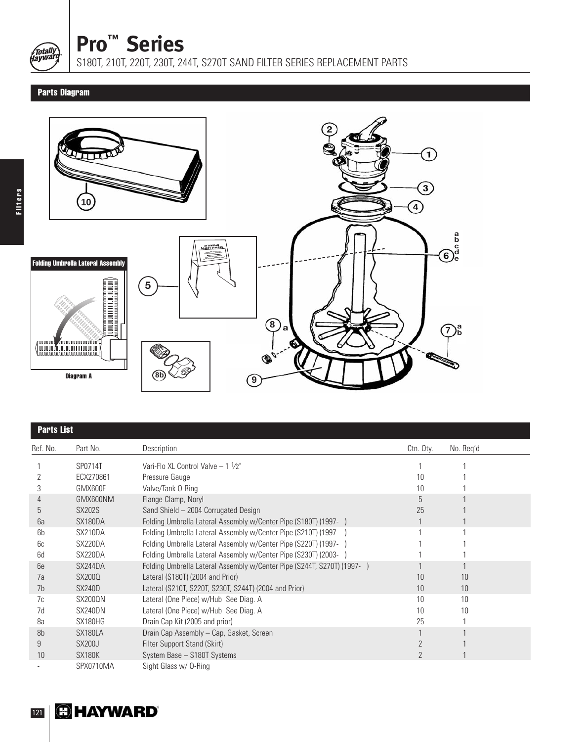# Pro™ Series

S180T, 210T, 220T, 230T, 244T, S270T SAND FILTER SERIES REPLACEMENT PARTS

## Parts Diagram

Folding Umbrella Lateral Assembly

Diagram A

## Parts List

| Ref. No. | Part No. | Description | Ctn. Qty. | No. Req'd |
|---|---|---|---|---|
| 1 | SP0714T | Vari-Flo XL Control Valve – 1 ½" | 1 | 1 |
| 2 | ECX270861 | Pressure Gauge | 10 | 1 |
| 3 | GMX600F | Valve/Tank O-Ring | 10 | 1 |
| 4 | GMX600NM | Flange Clamp, Noryl | 5 | 1 |
| 5 | SX202S | Sand Shield – 2004 Corrugated Design | 25 | 1 |
| 6a | SX180DA | Folding Umbrella Lateral Assembly w/Center Pipe (S180T) (1997- ) | 1 | 1 |
| 6b | SX210DA | Folding Umbrella Lateral Assembly w/Center Pipe (S210T) (1997- ) | 1 | 1 |
| 6c | SX220DA | Folding Umbrella Lateral Assembly w/Center Pipe (S220T) (1997- ) | 1 | 1 |
| 6d | SX220DA | Folding Umbrella Lateral Assembly w/Center Pipe (S230T) (2003- ) | 1 | 1 |
| 6e | SX244DA | Folding Umbrella Lateral Assembly w/Center Pipe (S244T, S270T) (1997- ) | 1 | 1 |
| 7a | SX200Q | Lateral (S180T) (2004 and Prior) | 10 | 10 |
| 7b | SX240D | Lateral (S210T, S220T, S230T, S244T) (2004 and Prior) | 10 | 10 |
| 7c | SX200QN | Lateral (One Piece) w/Hub See Diag. A | 10 | 10 |
| 7d | SX240DN | Lateral (One Piece) w/Hub See Diag. A | 10 | 10 |
| 8a | SX180HG | Drain Cap Kit (2005 and prior) | 25 | 1 |
| 8b | SX180LA | Drain Cap Assembly – Cap, Gasket, Screen | 1 | 1 |
| 9 | SX200J | Filter Support Stand (Skirt) | 2 | 1 |
| 10 | SX180K | System Base – S180T Systems | 2 | 1 |
| - | SPX0710MA | Sight Glass w/ O-Ring | | |